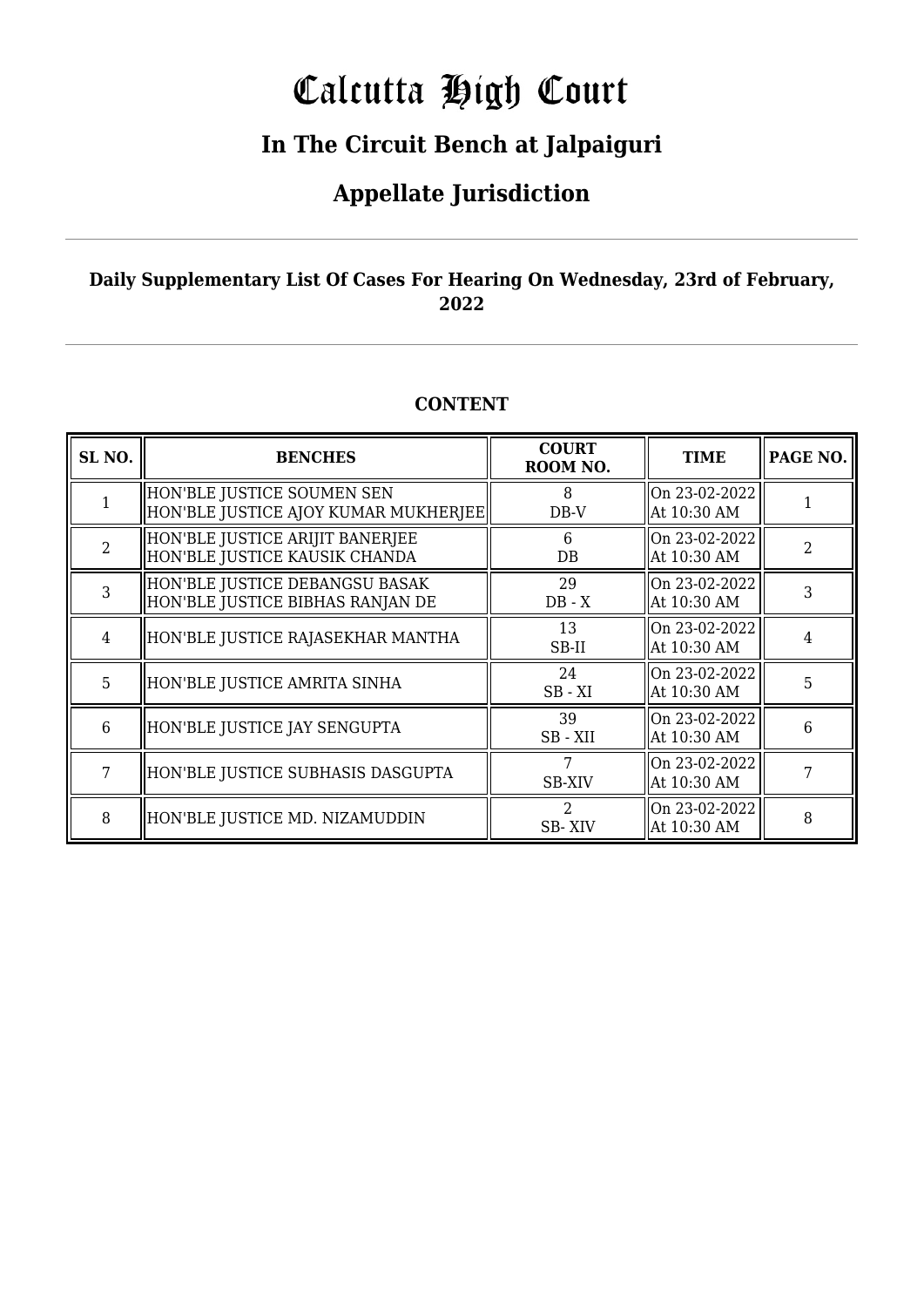# Calcutta High Court

## In The Circuit Bench at Jalpaiguri

## Appellate Jurisdiction

**Daily Supplementary List Of Cases For Hearing On Wednesday, 23rd of February, 2022**

**CONTENT**

| SL NO. | BENCHES | COURT ROOM NO. | TIME | PAGE NO. |
|---|---|---|---|---|
| 1 | HON'BLE JUSTICE SOUMEN SEN<br>HON'BLE JUSTICE AJOY KUMAR MUKHERJEE | 8<br>DB-V | On 23-02-2022<br>At 10:30 AM | 1 |
| 2 | HON'BLE JUSTICE ARIJIT BANERJEE<br>HON'BLE JUSTICE KAUSIK CHANDA | 6<br>DB | On 23-02-2022<br>At 10:30 AM | 2 |
| 3 | HON'BLE JUSTICE DEBANGSU BASAK<br>HON'BLE JUSTICE BIBHAS RANJAN DE | 29<br>DB - X | On 23-02-2022<br>At 10:30 AM | 3 |
| 4 | HON'BLE JUSTICE RAJASEKHAR MANTHA | 13<br>SB-II | On 23-02-2022<br>At 10:30 AM | 4 |
| 5 | HON'BLE JUSTICE AMRITA SINHA | 24<br>SB - XI | On 23-02-2022<br>At 10:30 AM | 5 |
| 6 | HON'BLE JUSTICE JAY SENGUPTA | 39<br>SB - XII | On 23-02-2022<br>At 10:30 AM | 6 |
| 7 | HON'BLE JUSTICE SUBHASIS DASGUPTA | 7<br>SB-XIV | On 23-02-2022<br>At 10:30 AM | 7 |
| 8 | HON'BLE JUSTICE MD. NIZAMUDDIN | 2<br>SB- XIV | On 23-02-2022<br>At 10:30 AM | 8 |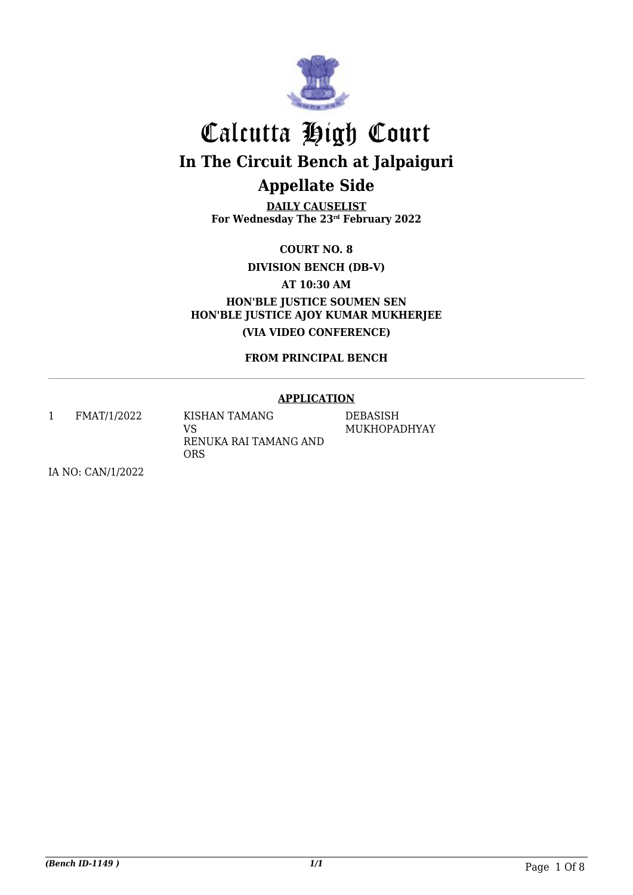# Calcutta High Court

## In The Circuit Bench at Jalpaiguri

## Appellate Side

**DAILY CAUSELIST**
**For Wednesday The 23rd February 2022**

**COURT NO. 8**

**DIVISION BENCH (DB-V)**

**AT 10:30 AM**

**HON'BLE JUSTICE SOUMEN SEN**
**HON'BLE JUSTICE AJOY KUMAR MUKHERJEE**

**(VIA VIDEO CONFERENCE)**

**FROM PRINCIPAL BENCH**

---

**APPLICATION**

| | | | |
|---|---|---|---|
| 1 | FMAT/1/2022 | KISHAN TAMANG VS RENUKA RAI TAMANG AND ORS | DEBASISH MUKHOPADHYAY |

IA NO: CAN/1/2022

*(Bench ID-1149 )* *1/1*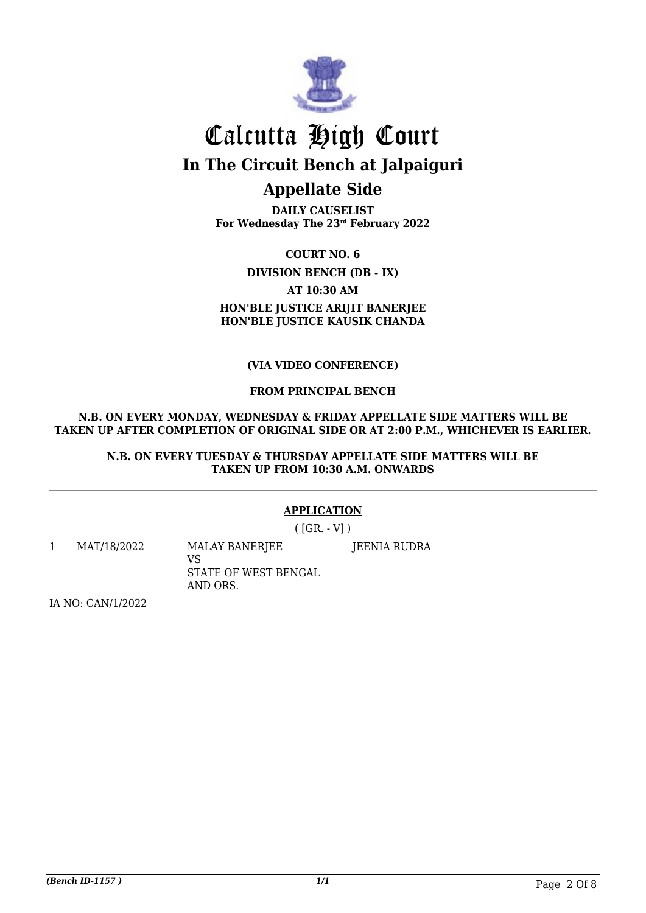# Calcutta High Court

## In The Circuit Bench at Jalpaiguri

## Appellate Side

**DAILY CAUSELIST**
**For Wednesday The 23rd February 2022**

**COURT NO. 6**

**DIVISION BENCH (DB - IX)**

**AT 10:30 AM**

**HON'BLE JUSTICE ARIJIT BANERJEE**
**HON'BLE JUSTICE KAUSIK CHANDA**

**(VIA VIDEO CONFERENCE)**

**FROM PRINCIPAL BENCH**

**N.B. ON EVERY MONDAY, WEDNESDAY & FRIDAY APPELLATE SIDE MATTERS WILL BE TAKEN UP AFTER COMPLETION OF ORIGINAL SIDE OR AT 2:00 P.M., WHICHEVER IS EARLIER.**

**N.B. ON EVERY TUESDAY & THURSDAY APPELLATE SIDE MATTERS WILL BE TAKEN UP FROM 10:30 A.M. ONWARDS**

---

**APPLICATION**

( [GR. - V] )

| | | | |
|---|---|---|---|
| 1 | MAT/18/2022 | MALAY BANERJEE<br>VS<br>STATE OF WEST BENGAL<br>AND ORS. | JEENIA RUDRA |

IA NO: CAN/1/2022

*(Bench ID-1157 )*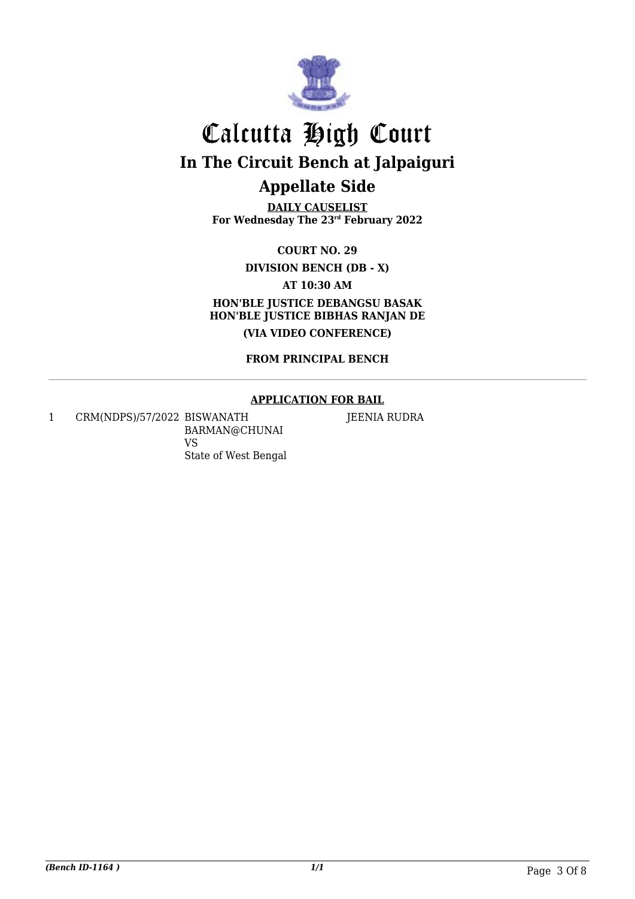# Calcutta High Court

## In The Circuit Bench at Jalpaiguri

## Appellate Side

**DAILY CAUSELIST**
**For Wednesday The 23rd February 2022**

**COURT NO. 29**

**DIVISION BENCH (DB - X)**

**AT 10:30 AM**

**HON'BLE JUSTICE DEBANGSU BASAK**
**HON'BLE JUSTICE BIBHAS RANJAN DE**

**(VIA VIDEO CONFERENCE)**

**FROM PRINCIPAL BENCH**

**APPLICATION FOR BAIL**

| | | | |
|---|---|---|---|
| 1 | CRM(NDPS)/57/2022 | BISWANATH BARMAN@CHUNAI VS State of West Bengal | JEENIA RUDRA |

*(Bench ID-1164 )* 1/1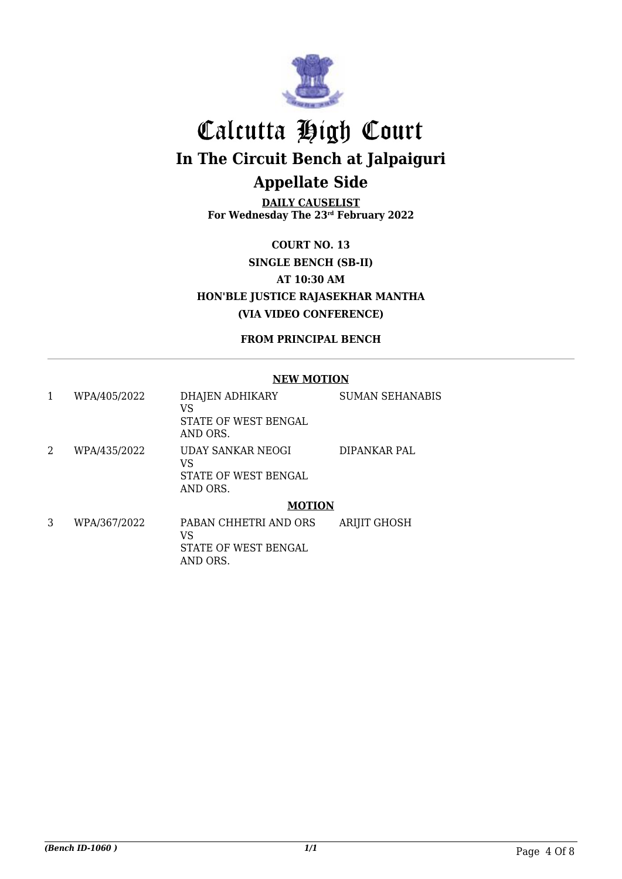# Calcutta High Court

## In The Circuit Bench at Jalpaiguri

## Appellate Side

**DAILY CAUSELIST**
**For Wednesday The 23rd February 2022**

**COURT NO. 13**

**SINGLE BENCH (SB-II)**

**AT 10:30 AM**

**HON'BLE JUSTICE RAJASEKHAR MANTHA**

**(VIA VIDEO CONFERENCE)**

**FROM PRINCIPAL BENCH**

**NEW MOTION**

| | | | |
|---|---|---|---|
| 1 | WPA/405/2022 | DHAJEN ADHIKARY VS STATE OF WEST BENGAL AND ORS. | SUMAN SEHANABIS |
| 2 | WPA/435/2022 | UDAY SANKAR NEOGI VS STATE OF WEST BENGAL AND ORS. | DIPANKAR PAL |

**MOTION**

| | | | |
|---|---|---|---|
| 3 | WPA/367/2022 | PABAN CHHETRI AND ORS VS STATE OF WEST BENGAL AND ORS. | ARIJIT GHOSH |

*(Bench ID-1060 )* 1/1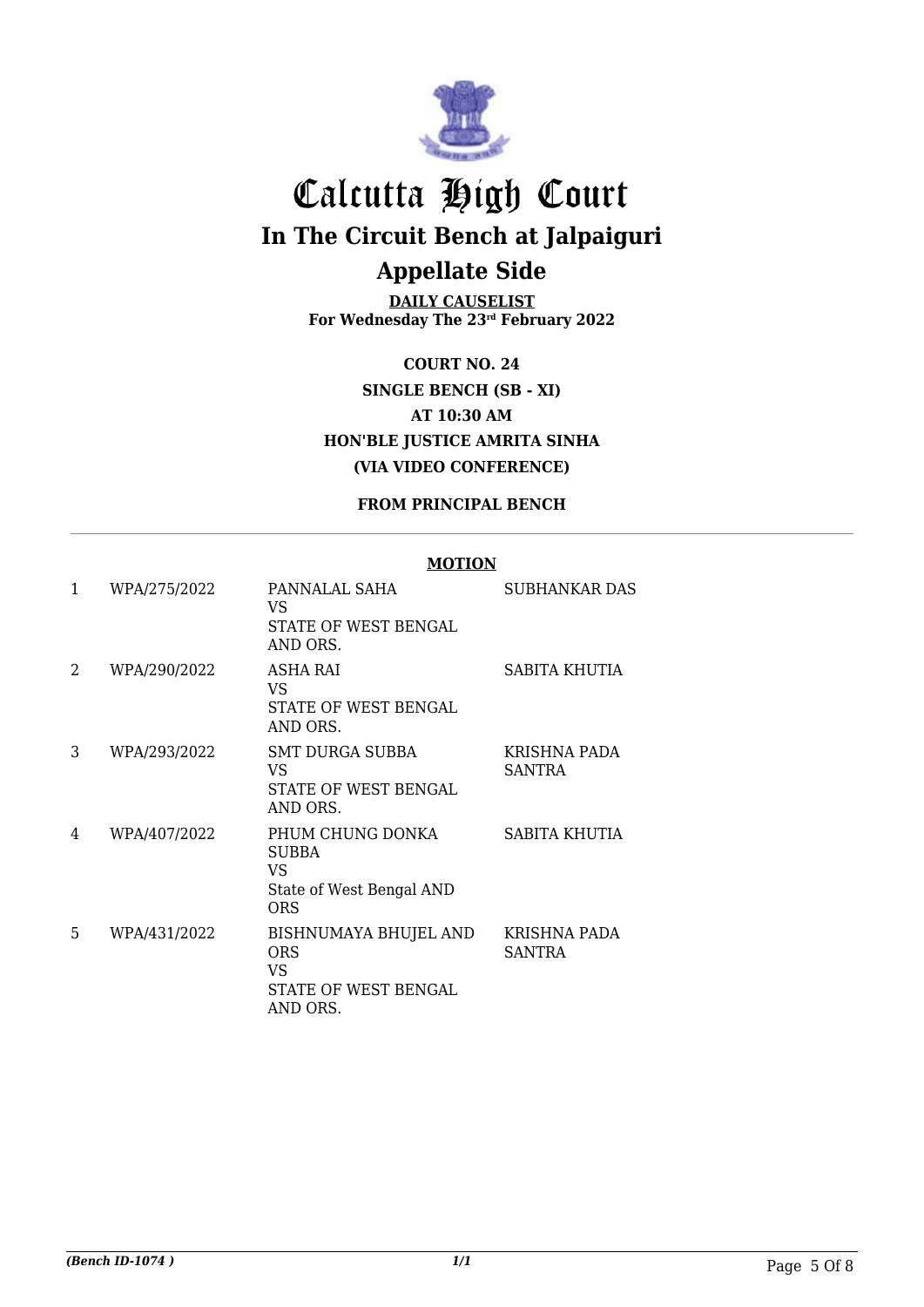# Calcutta High Court

## In The Circuit Bench at Jalpaiguri

## Appellate Side

**DAILY CAUSELIST**
**For Wednesday The 23rd February 2022**

**COURT NO. 24**
**SINGLE BENCH (SB - XI)**
**AT 10:30 AM**
**HON'BLE JUSTICE AMRITA SINHA**
**(VIA VIDEO CONFERENCE)**

**FROM PRINCIPAL BENCH**

**MOTION**

| | | | |
|---|---|---|---|
| 1 | WPA/275/2022 | PANNALAL SAHA<br>VS<br>STATE OF WEST BENGAL AND ORS. | SUBHANKAR DAS |
| 2 | WPA/290/2022 | ASHA RAI<br>VS<br>STATE OF WEST BENGAL AND ORS. | SABITA KHUTIA |
| 3 | WPA/293/2022 | SMT DURGA SUBBA<br>VS<br>STATE OF WEST BENGAL AND ORS. | KRISHNA PADA SANTRA |
| 4 | WPA/407/2022 | PHUM CHUNG DONKA SUBBA<br>VS<br>State of West Bengal AND ORS | SABITA KHUTIA |
| 5 | WPA/431/2022 | BISHNUMAYA BHUJEL AND ORS<br>VS<br>STATE OF WEST BENGAL AND ORS. | KRISHNA PADA SANTRA |

*(Bench ID-1074 )* 1/1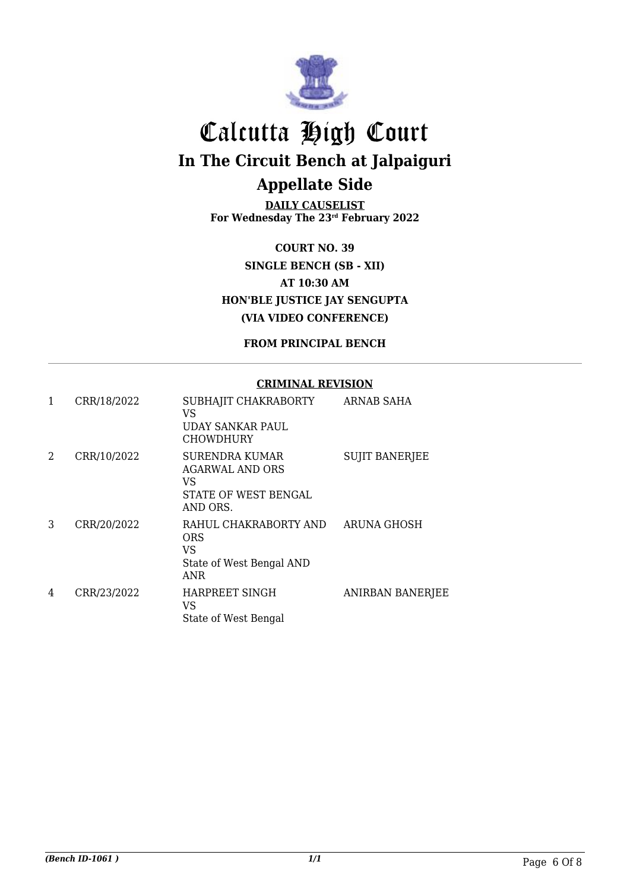# Calcutta High Court

## In The Circuit Bench at Jalpaiguri

## Appellate Side

**DAILY CAUSELIST**
**For Wednesday The 23rd February 2022**

**COURT NO. 39**
**SINGLE BENCH (SB - XII)**
**AT 10:30 AM**
**HON'BLE JUSTICE JAY SENGUPTA**
**(VIA VIDEO CONFERENCE)**

**FROM PRINCIPAL BENCH**

**CRIMINAL REVISION**

| | | | |
|---|---|---|---|
| 1 | CRR/18/2022 | SUBHAJIT CHAKRABORTY<br>VS<br>UDAY SANKAR PAUL CHOWDHURY | ARNAB SAHA |
| 2 | CRR/10/2022 | SURENDRA KUMAR AGARWAL AND ORS<br>VS<br>STATE OF WEST BENGAL AND ORS. | SUJIT BANERJEE |
| 3 | CRR/20/2022 | RAHUL CHAKRABORTY AND ORS<br>VS<br>State of West Bengal AND ANR | ARUNA GHOSH |
| 4 | CRR/23/2022 | HARPREET SINGH<br>VS<br>State of West Bengal | ANIRBAN BANERJEE |

*(Bench ID-1061 )*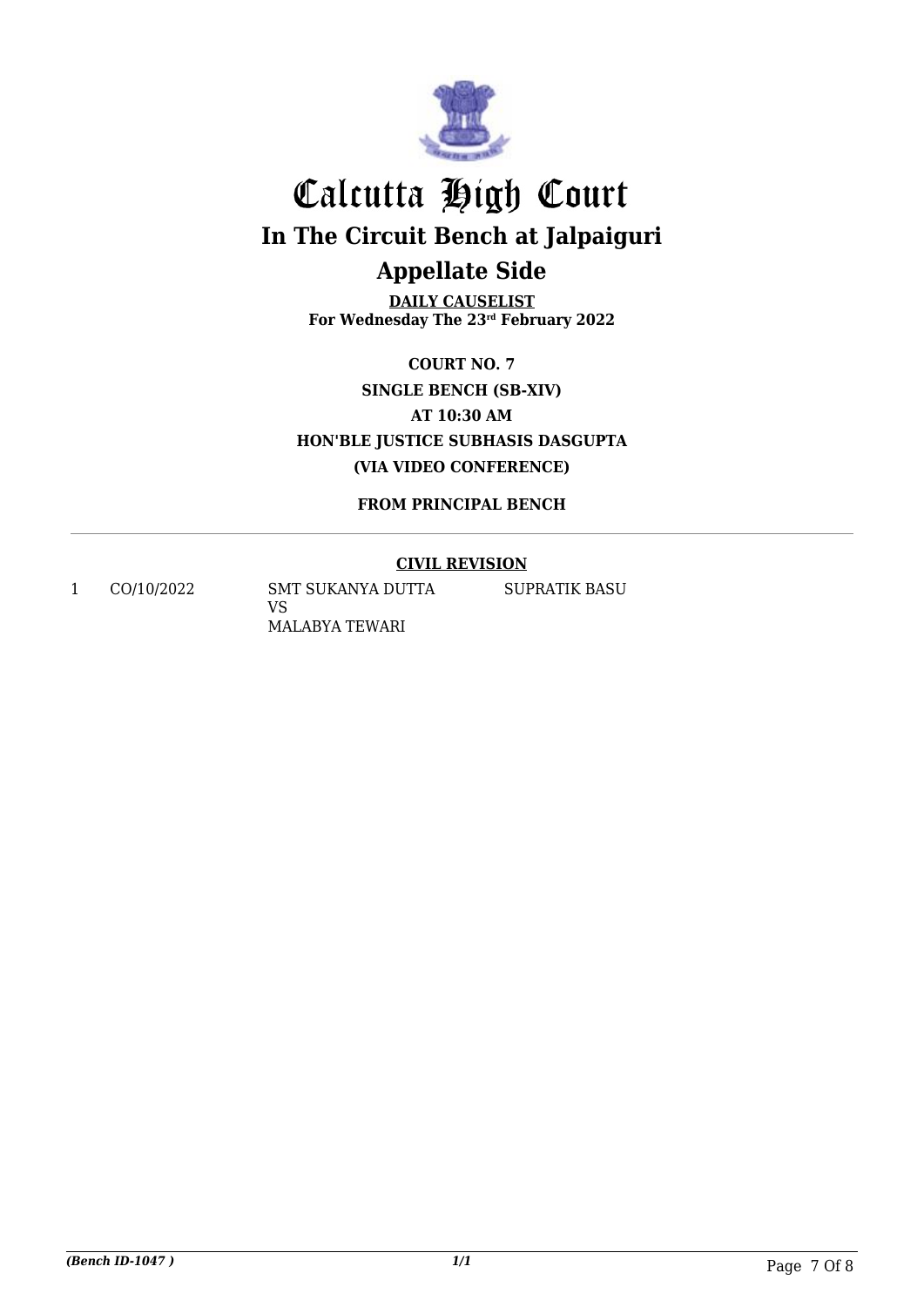# Calcutta High Court

## In The Circuit Bench at Jalpaiguri

## Appellate Side

**DAILY CAUSELIST**
**For Wednesday The 23rd February 2022**

**COURT NO. 7**

**SINGLE BENCH (SB-XIV)**

**AT 10:30 AM**

**HON'BLE JUSTICE SUBHASIS DASGUPTA**

**(VIA VIDEO CONFERENCE)**

**FROM PRINCIPAL BENCH**

**CIVIL REVISION**

| | | | |
|---|---|---|---|
| 1 | CO/10/2022 | SMT SUKANYA DUTTA<br>VS<br>MALABYA TEWARI | SUPRATIK BASU |

*(Bench ID-1047 )*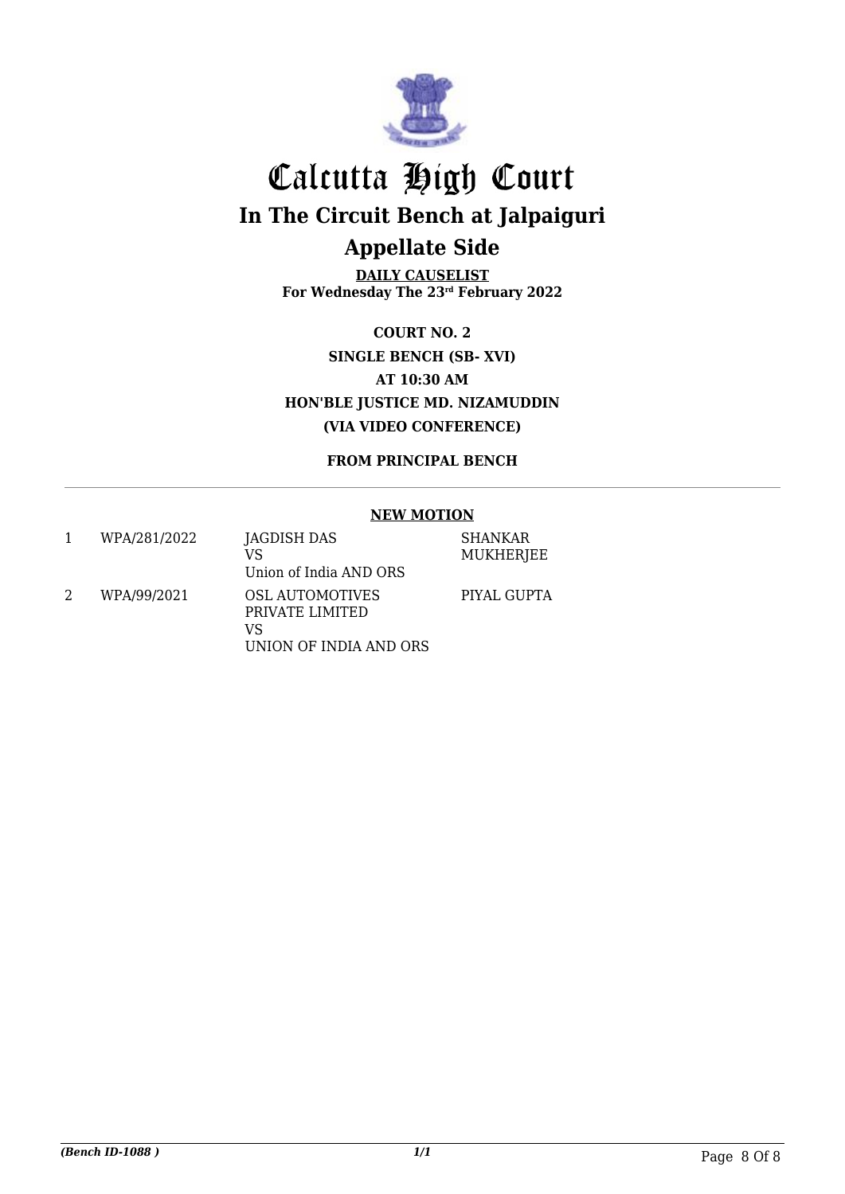# Calcutta High Court

## In The Circuit Bench at Jalpaiguri

## Appellate Side

**DAILY CAUSELIST**
**For Wednesday The 23rd February 2022**

**COURT NO. 2**
**SINGLE BENCH (SB- XVI)**
**AT 10:30 AM**
**HON'BLE JUSTICE MD. NIZAMUDDIN**
**(VIA VIDEO CONFERENCE)**

**FROM PRINCIPAL BENCH**

**NEW MOTION**

| | | | |
|---|---|---|---|
| 1 | WPA/281/2022 | JAGDISH DAS<br>VS<br>Union of India AND ORS | SHANKAR MUKHERJEE |
| 2 | WPA/99/2021 | OSL AUTOMOTIVES PRIVATE LIMITED<br>VS<br>UNION OF INDIA AND ORS | PIYAL GUPTA |

*(Bench ID-1088 )*